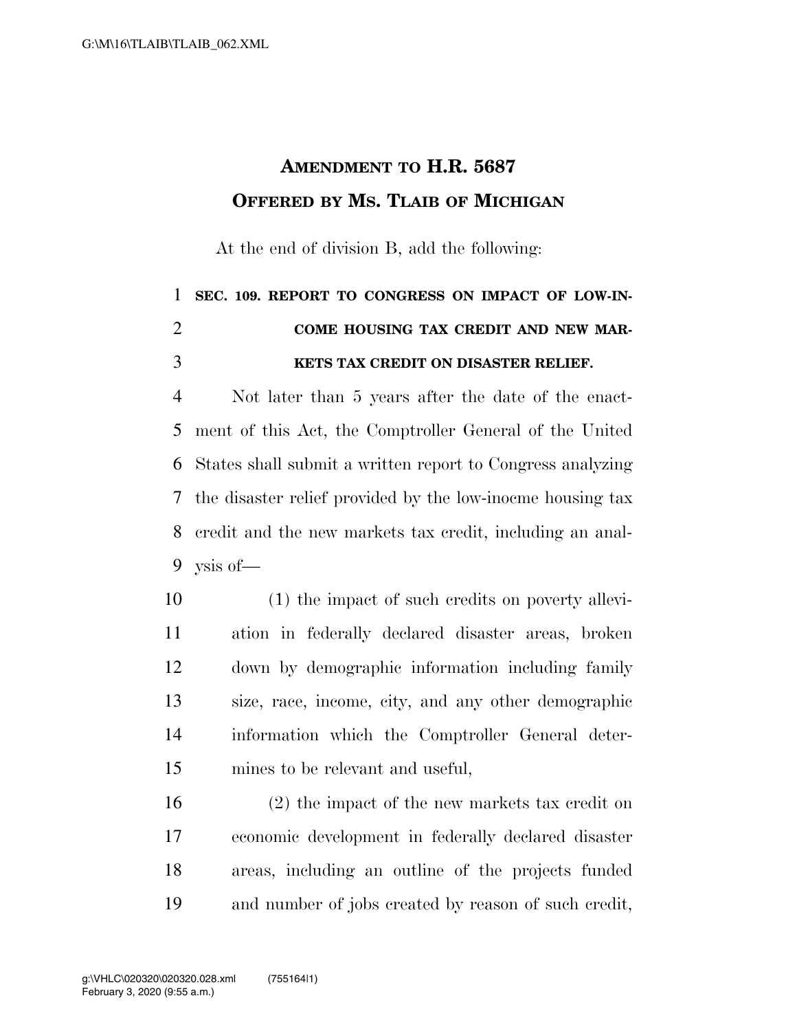# AMENDMENT TO H.R. 5687
## OFFERED BY MS. TLAIB OF MICHIGAN

At the end of division B, add the following:

**SEC. 109. REPORT TO CONGRESS ON IMPACT OF LOW-INCOME HOUSING TAX CREDIT AND NEW MARKETS TAX CREDIT ON DISASTER RELIEF.**

Not later than 5 years after the date of the enactment of this Act, the Comptroller General of the United States shall submit a written report to Congress analyzing the disaster relief provided by the low-inocme housing tax credit and the new markets tax credit, including an analysis of—

(1) the impact of such credits on poverty alleviation in federally declared disaster areas, broken down by demographic information including family size, race, income, city, and any other demographic information which the Comptroller General determines to be relevant and useful,

(2) the impact of the new markets tax credit on economic development in federally declared disaster areas, including an outline of the projects funded and number of jobs created by reason of such credit,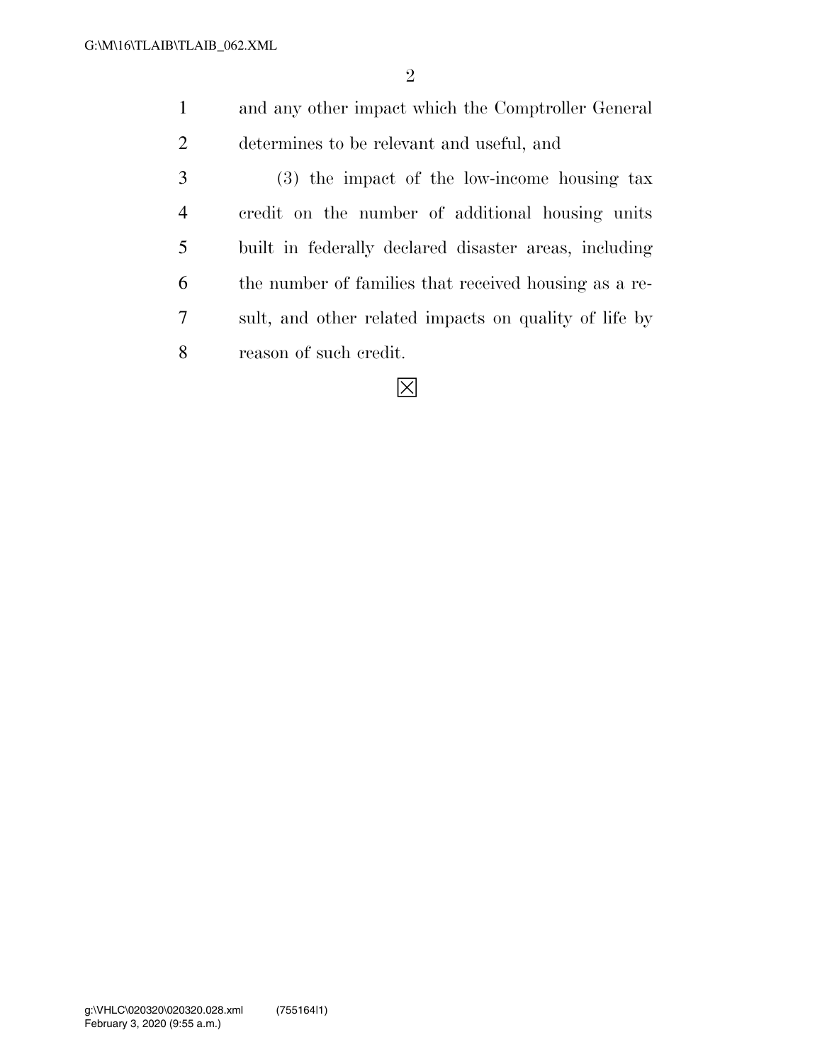and any other impact which the Comptroller General determines to be relevant and useful, and

(3) the impact of the low-income housing tax credit on the number of additional housing units built in federally declared disaster areas, including the number of families that received housing as a result, and other related impacts on quality of life by reason of such credit.